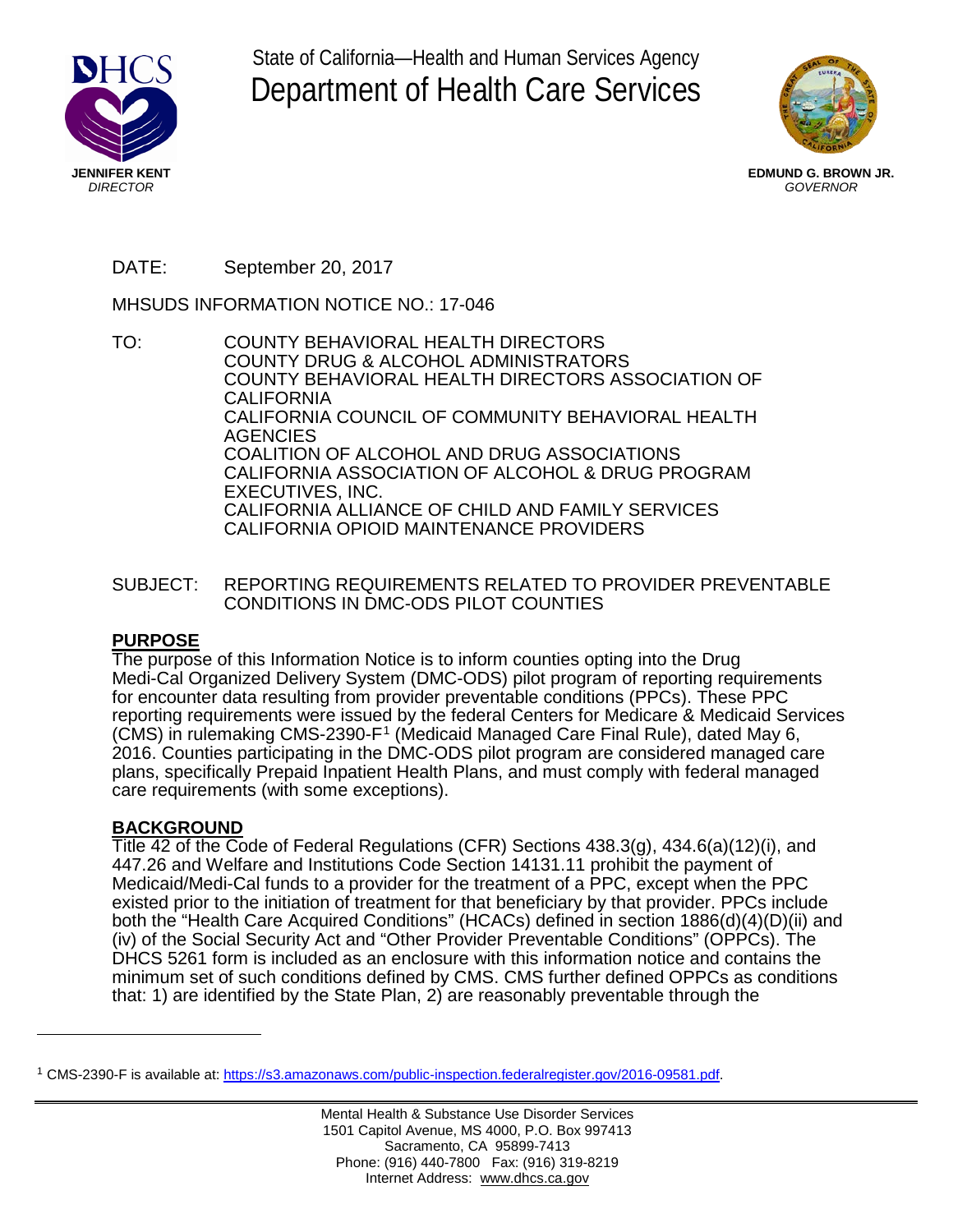State of California—Health and Human Services Agency

# Department of Health Care Services

**JENNIFER KENT**
*DIRECTOR*

**EDMUND G. BROWN JR.**
*GOVERNOR*

DATE: September 20, 2017

MHSUDS INFORMATION NOTICE NO.: 17-046

TO: COUNTY BEHAVIORAL HEALTH DIRECTORS
COUNTY DRUG & ALCOHOL ADMINISTRATORS
COUNTY BEHAVIORAL HEALTH DIRECTORS ASSOCIATION OF CALIFORNIA
CALIFORNIA COUNCIL OF COMMUNITY BEHAVIORAL HEALTH AGENCIES
COALITION OF ALCOHOL AND DRUG ASSOCIATIONS
CALIFORNIA ASSOCIATION OF ALCOHOL & DRUG PROGRAM EXECUTIVES, INC.
CALIFORNIA ALLIANCE OF CHILD AND FAMILY SERVICES
CALIFORNIA OPIOID MAINTENANCE PROVIDERS

SUBJECT: REPORTING REQUIREMENTS RELATED TO PROVIDER PREVENTABLE CONDITIONS IN DMC-ODS PILOT COUNTIES

## PURPOSE

The purpose of this Information Notice is to inform counties opting into the Drug Medi-Cal Organized Delivery System (DMC-ODS) pilot program of reporting requirements for encounter data resulting from provider preventable conditions (PPCs). These PPC reporting requirements were issued by the federal Centers for Medicare & Medicaid Services (CMS) in rulemaking CMS-2390-F[1] (Medicaid Managed Care Final Rule), dated May 6, 2016. Counties participating in the DMC-ODS pilot program are considered managed care plans, specifically Prepaid Inpatient Health Plans, and must comply with federal managed care requirements (with some exceptions).

## BACKGROUND

Title 42 of the Code of Federal Regulations (CFR) Sections 438.3(g), 434.6(a)(12)(i), and 447.26 and Welfare and Institutions Code Section 14131.11 prohibit the payment of Medicaid/Medi-Cal funds to a provider for the treatment of a PPC, except when the PPC existed prior to the initiation of treatment for that beneficiary by that provider. PPCs include both the "Health Care Acquired Conditions" (HCACs) defined in section 1886(d)(4)(D)(ii) and (iv) of the Social Security Act and "Other Provider Preventable Conditions" (OPPCs). The DHCS 5261 form is included as an enclosure with this information notice and contains the minimum set of such conditions defined by CMS. CMS further defined OPPCs as conditions that: 1) are identified by the State Plan, 2) are reasonably preventable through the

[1] CMS-2390-F is available at: https://s3.amazonaws.com/public-inspection.federalregister.gov/2016-09581.pdf.

Mental Health & Substance Use Disorder Services
1501 Capitol Avenue, MS 4000, P.O. Box 997413
Sacramento, CA 95899-7413
Phone: (916) 440-7800 Fax: (916) 319-8219
Internet Address: www.dhcs.ca.gov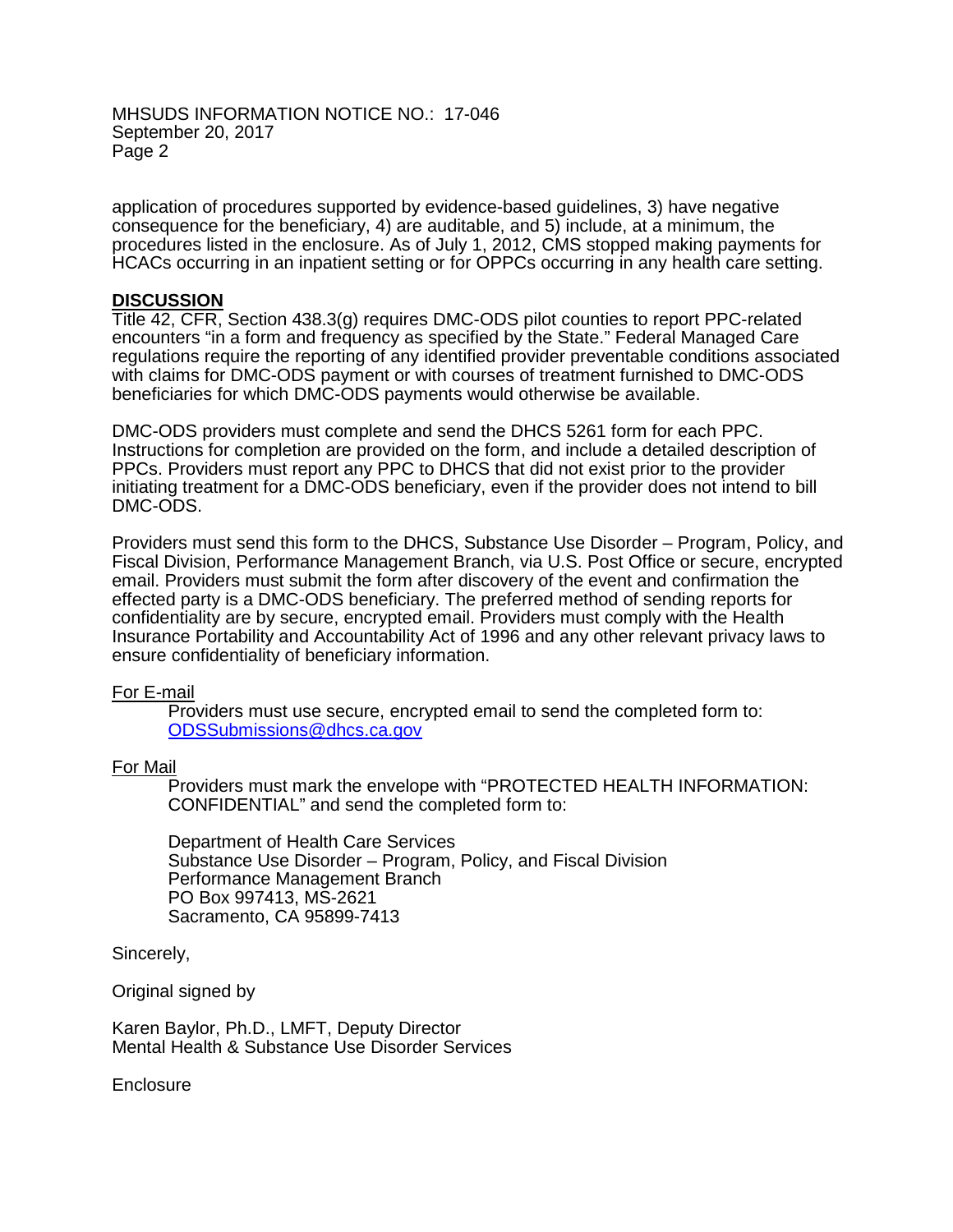application of procedures supported by evidence-based guidelines, 3) have negative consequence for the beneficiary, 4) are auditable, and 5) include, at a minimum, the procedures listed in the enclosure. As of July 1, 2012, CMS stopped making payments for HCACs occurring in an inpatient setting or for OPPCs occurring in any health care setting.

## DISCUSSION

Title 42, CFR, Section 438.3(g) requires DMC-ODS pilot counties to report PPC-related encounters "in a form and frequency as specified by the State." Federal Managed Care regulations require the reporting of any identified provider preventable conditions associated with claims for DMC-ODS payment or with courses of treatment furnished to DMC-ODS beneficiaries for which DMC-ODS payments would otherwise be available.

DMC-ODS providers must complete and send the DHCS 5261 form for each PPC. Instructions for completion are provided on the form, and include a detailed description of PPCs. Providers must report any PPC to DHCS that did not exist prior to the provider initiating treatment for a DMC-ODS beneficiary, even if the provider does not intend to bill DMC-ODS.

Providers must send this form to the DHCS, Substance Use Disorder – Program, Policy, and Fiscal Division, Performance Management Branch, via U.S. Post Office or secure, encrypted email. Providers must submit the form after discovery of the event and confirmation the effected party is a DMC-ODS beneficiary. The preferred method of sending reports for confidentiality are by secure, encrypted email. Providers must comply with the Health Insurance Portability and Accountability Act of 1996 and any other relevant privacy laws to ensure confidentiality of beneficiary information.

For E-mail

Providers must use secure, encrypted email to send the completed form to: ODSSubmissions@dhcs.ca.gov

For Mail

Providers must mark the envelope with "PROTECTED HEALTH INFORMATION: CONFIDENTIAL" and send the completed form to:

Department of Health Care Services
Substance Use Disorder – Program, Policy, and Fiscal Division
Performance Management Branch
PO Box 997413, MS-2621
Sacramento, CA 95899-7413

Sincerely,

Original signed by

Karen Baylor, Ph.D., LMFT, Deputy Director
Mental Health & Substance Use Disorder Services

Enclosure